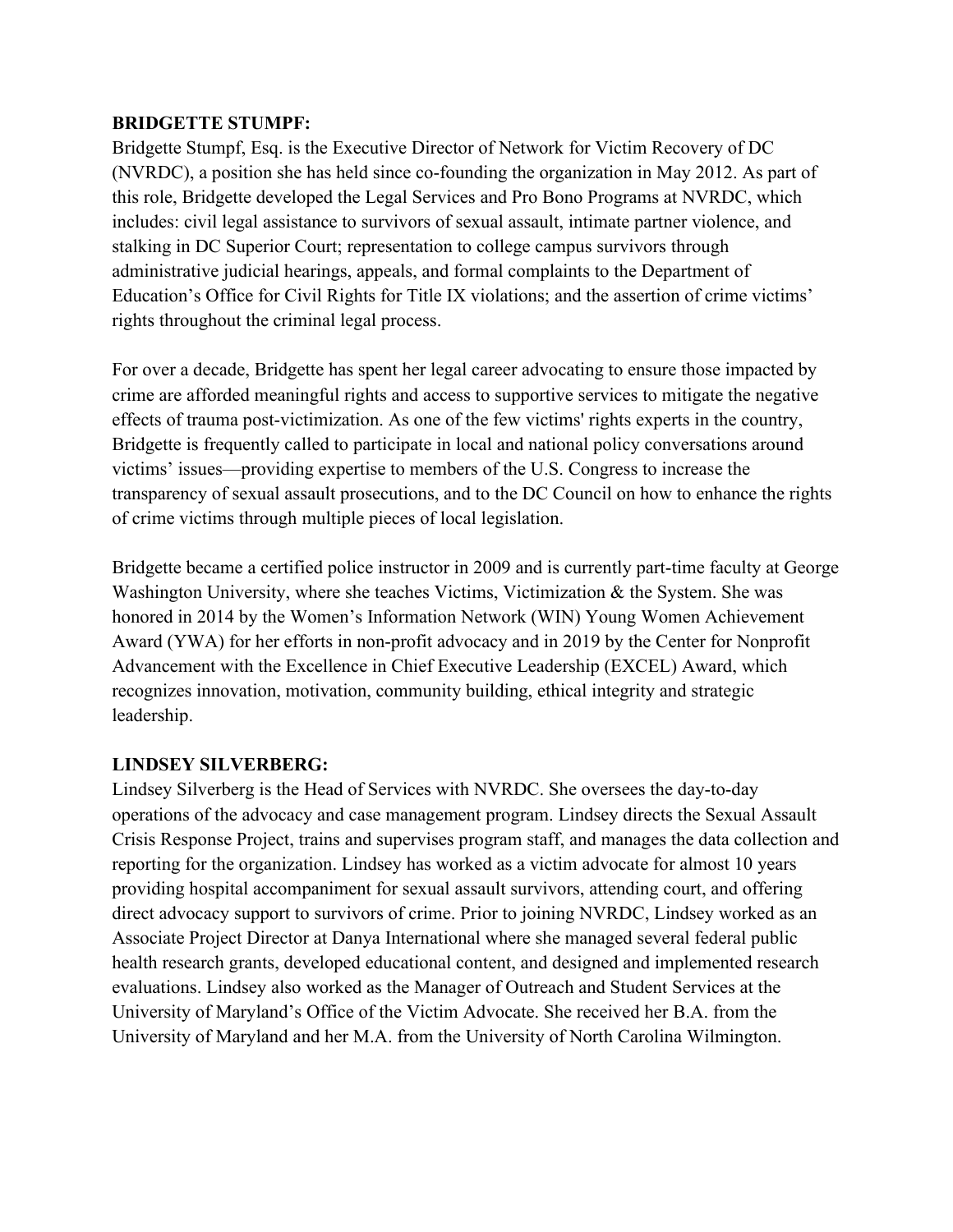**BRIDGETTE STUMPF:**

Bridgette Stumpf, Esq. is the Executive Director of Network for Victim Recovery of DC (NVRDC), a position she has held since co-founding the organization in May 2012. As part of this role, Bridgette developed the Legal Services and Pro Bono Programs at NVRDC, which includes: civil legal assistance to survivors of sexual assault, intimate partner violence, and stalking in DC Superior Court; representation to college campus survivors through administrative judicial hearings, appeals, and formal complaints to the Department of Education's Office for Civil Rights for Title IX violations; and the assertion of crime victims' rights throughout the criminal legal process.

For over a decade, Bridgette has spent her legal career advocating to ensure those impacted by crime are afforded meaningful rights and access to supportive services to mitigate the negative effects of trauma post-victimization. As one of the few victims' rights experts in the country, Bridgette is frequently called to participate in local and national policy conversations around victims' issues—providing expertise to members of the U.S. Congress to increase the transparency of sexual assault prosecutions, and to the DC Council on how to enhance the rights of crime victims through multiple pieces of local legislation.

Bridgette became a certified police instructor in 2009 and is currently part-time faculty at George Washington University, where she teaches Victims, Victimization & the System. She was honored in 2014 by the Women's Information Network (WIN) Young Women Achievement Award (YWA) for her efforts in non-profit advocacy and in 2019 by the Center for Nonprofit Advancement with the Excellence in Chief Executive Leadership (EXCEL) Award, which recognizes innovation, motivation, community building, ethical integrity and strategic leadership.

**LINDSEY SILVERBERG:**

Lindsey Silverberg is the Head of Services with NVRDC. She oversees the day-to-day operations of the advocacy and case management program. Lindsey directs the Sexual Assault Crisis Response Project, trains and supervises program staff, and manages the data collection and reporting for the organization. Lindsey has worked as a victim advocate for almost 10 years providing hospital accompaniment for sexual assault survivors, attending court, and offering direct advocacy support to survivors of crime. Prior to joining NVRDC, Lindsey worked as an Associate Project Director at Danya International where she managed several federal public health research grants, developed educational content, and designed and implemented research evaluations. Lindsey also worked as the Manager of Outreach and Student Services at the University of Maryland's Office of the Victim Advocate. She received her B.A. from the University of Maryland and her M.A. from the University of North Carolina Wilmington.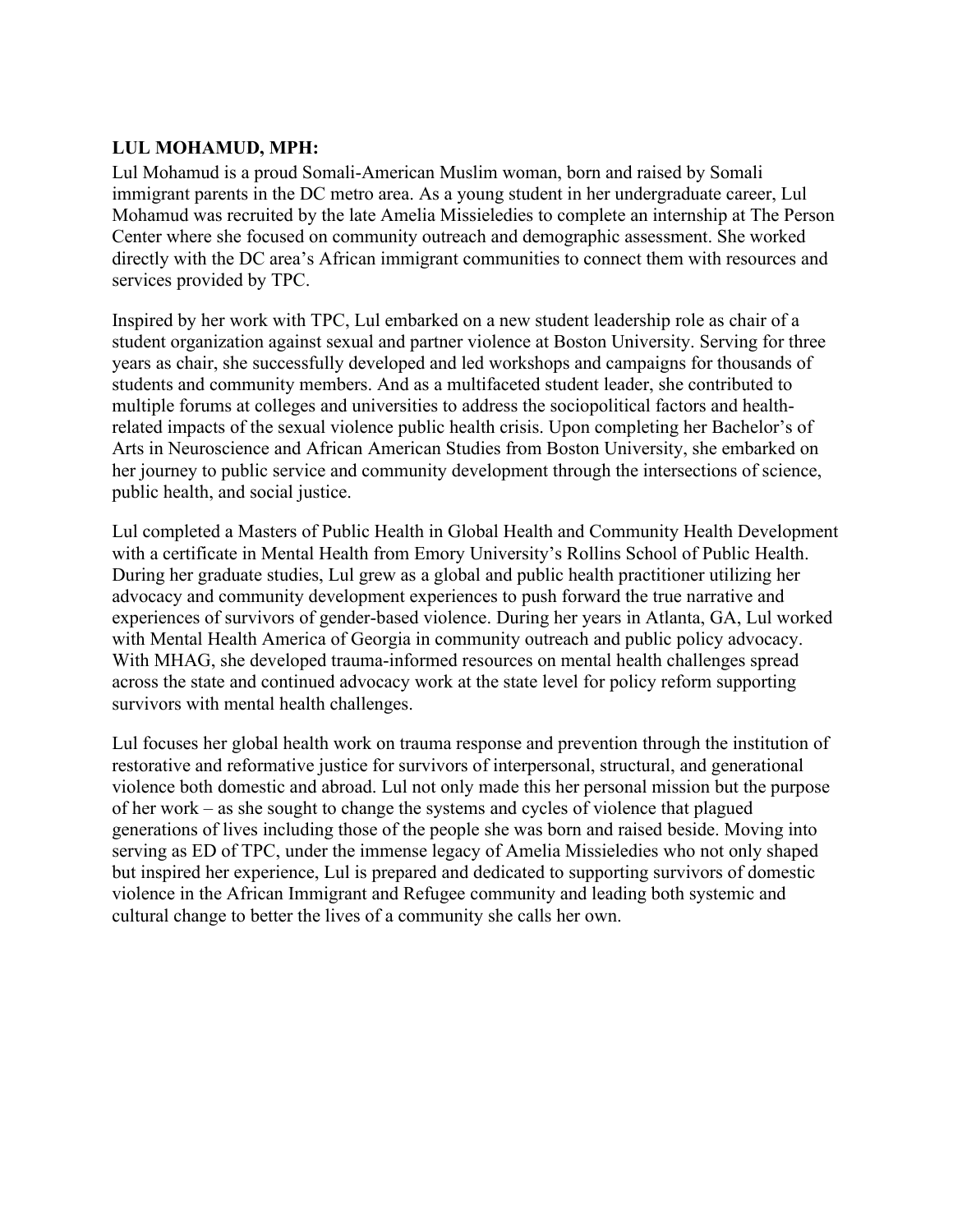**LUL MOHAMUD, MPH:**

Lul Mohamud is a proud Somali-American Muslim woman, born and raised by Somali immigrant parents in the DC metro area. As a young student in her undergraduate career, Lul Mohamud was recruited by the late Amelia Missieledies to complete an internship at The Person Center where she focused on community outreach and demographic assessment. She worked directly with the DC area's African immigrant communities to connect them with resources and services provided by TPC.

Inspired by her work with TPC, Lul embarked on a new student leadership role as chair of a student organization against sexual and partner violence at Boston University. Serving for three years as chair, she successfully developed and led workshops and campaigns for thousands of students and community members. And as a multifaceted student leader, she contributed to multiple forums at colleges and universities to address the sociopolitical factors and health-related impacts of the sexual violence public health crisis. Upon completing her Bachelor's of Arts in Neuroscience and African American Studies from Boston University, she embarked on her journey to public service and community development through the intersections of science, public health, and social justice.

Lul completed a Masters of Public Health in Global Health and Community Health Development with a certificate in Mental Health from Emory University's Rollins School of Public Health. During her graduate studies, Lul grew as a global and public health practitioner utilizing her advocacy and community development experiences to push forward the true narrative and experiences of survivors of gender-based violence. During her years in Atlanta, GA, Lul worked with Mental Health America of Georgia in community outreach and public policy advocacy. With MHAG, she developed trauma-informed resources on mental health challenges spread across the state and continued advocacy work at the state level for policy reform supporting survivors with mental health challenges.

Lul focuses her global health work on trauma response and prevention through the institution of restorative and reformative justice for survivors of interpersonal, structural, and generational violence both domestic and abroad. Lul not only made this her personal mission but the purpose of her work – as she sought to change the systems and cycles of violence that plagued generations of lives including those of the people she was born and raised beside. Moving into serving as ED of TPC, under the immense legacy of Amelia Missieledies who not only shaped but inspired her experience, Lul is prepared and dedicated to supporting survivors of domestic violence in the African Immigrant and Refugee community and leading both systemic and cultural change to better the lives of a community she calls her own.